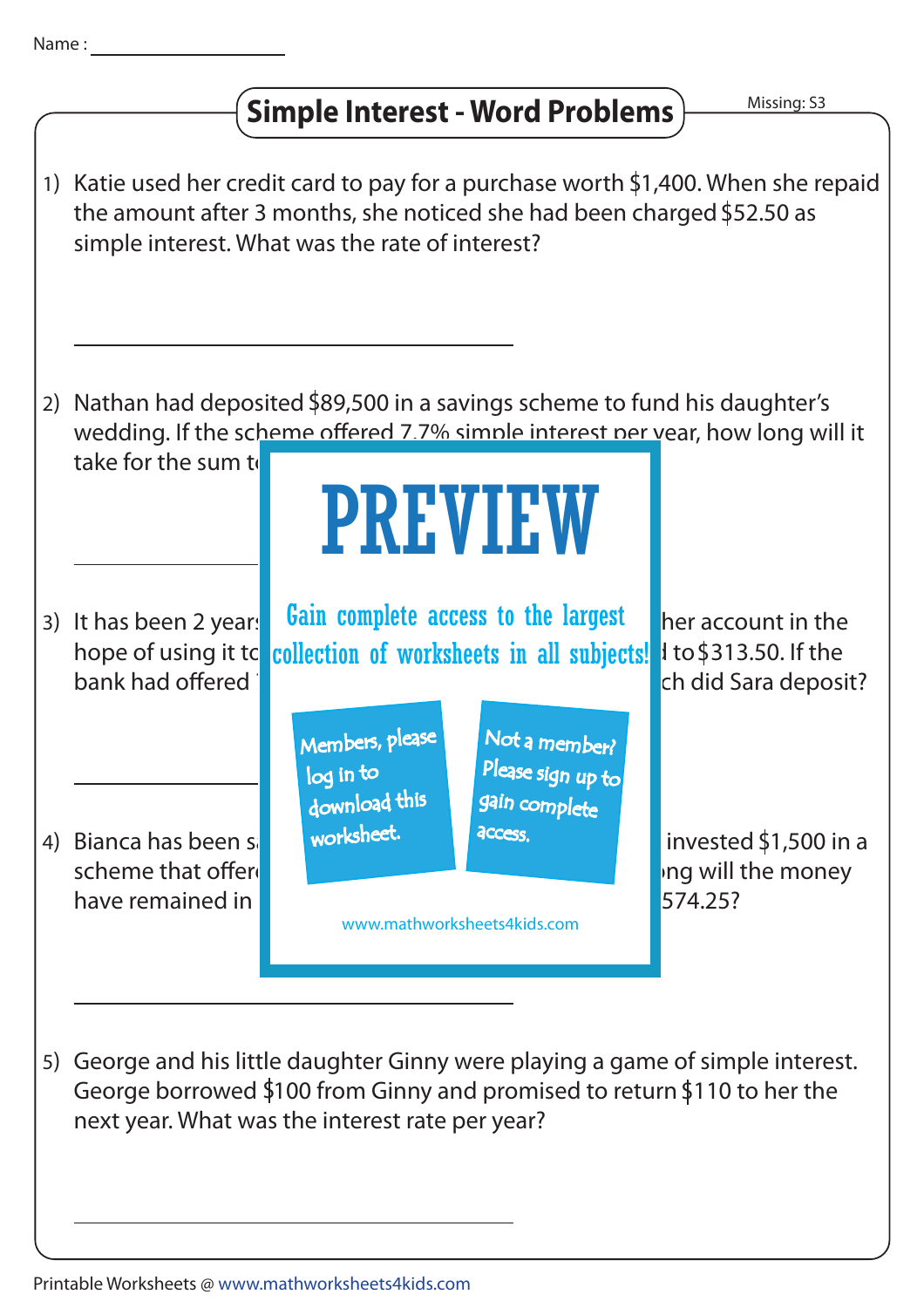Name :

# Simple Interest - Word Problems

Missing: S3

1) Katie used her credit card to pay for a purchase worth $1,400. When she repaid the amount after 3 months, she noticed she had been charged $52.50 as simple interest. What was the rate of interest?

2) Nathan had deposited $89,500 in a savings scheme to fund his daughter's wedding. If the scheme offered 7.7% simple interest per year, how long will it take for the sum t

PREVIEW

Gain complete access to the largest collection of worksheets in all subjects!

Members, please log in to download this worksheet.

Not a member? Please sign up to gain complete access.

www.mathworksheets4kids.com

3) It has been 2 year her account in the hope of using it to d to $313.50. If the bank had offered ch did Sara deposit?

4) Bianca has been s invested $1,500 in a scheme that offer ng will the money have remained in 574.25?

5) George and his little daughter Ginny were playing a game of simple interest. George borrowed $100 from Ginny and promised to return $110 to her the next year. What was the interest rate per year?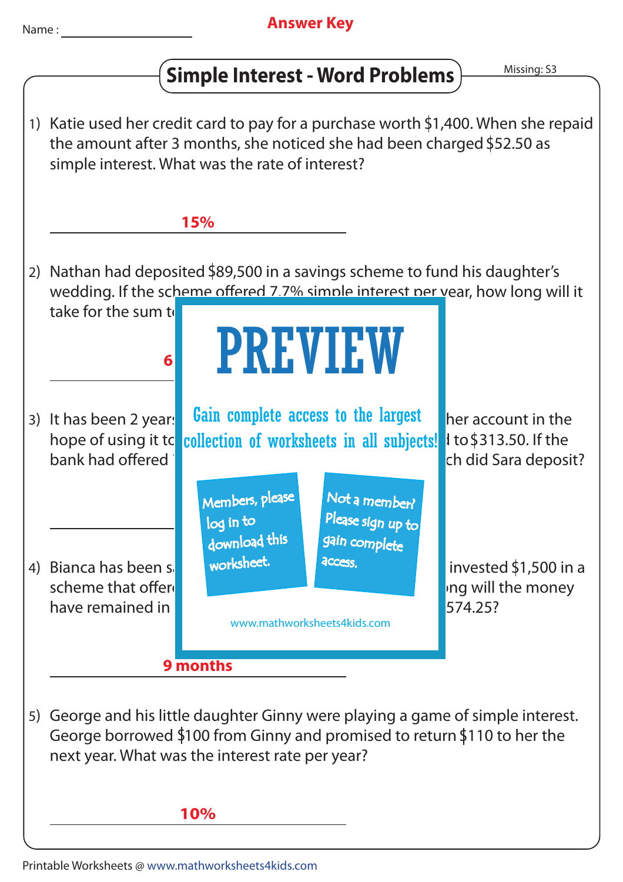Name :

**Answer Key**

# Simple Interest - Word Problems

Missing: S3

1) Katie used her credit card to pay for a purchase worth $1,400. When she repaid the amount after 3 months, she noticed she had been charged $52.50 as simple interest. What was the rate of interest?

**15%**

2) Nathan had deposited $89,500 in a savings scheme to fund his daughter's wedding. If the scheme offered 7.7% simple interest per year, how long will it take for the sum t

**6**

PREVIEW

Gain complete access to the largest collection of worksheets in all subjects!

Members, please log in to download this worksheet.

Not a member? Please sign up to gain complete access.

www.mathworksheets4kids.com

3) It has been 2 year her account in the hope of using it to to $313.50. If the bank had offered ch did Sara deposit?

4) Bianca has been s invested $1,500 in a scheme that offer ng will the money have remained in 574.25?

**9 months**

5) George and his little daughter Ginny were playing a game of simple interest. George borrowed $100 from Ginny and promised to return $110 to her the next year. What was the interest rate per year?

**10%**